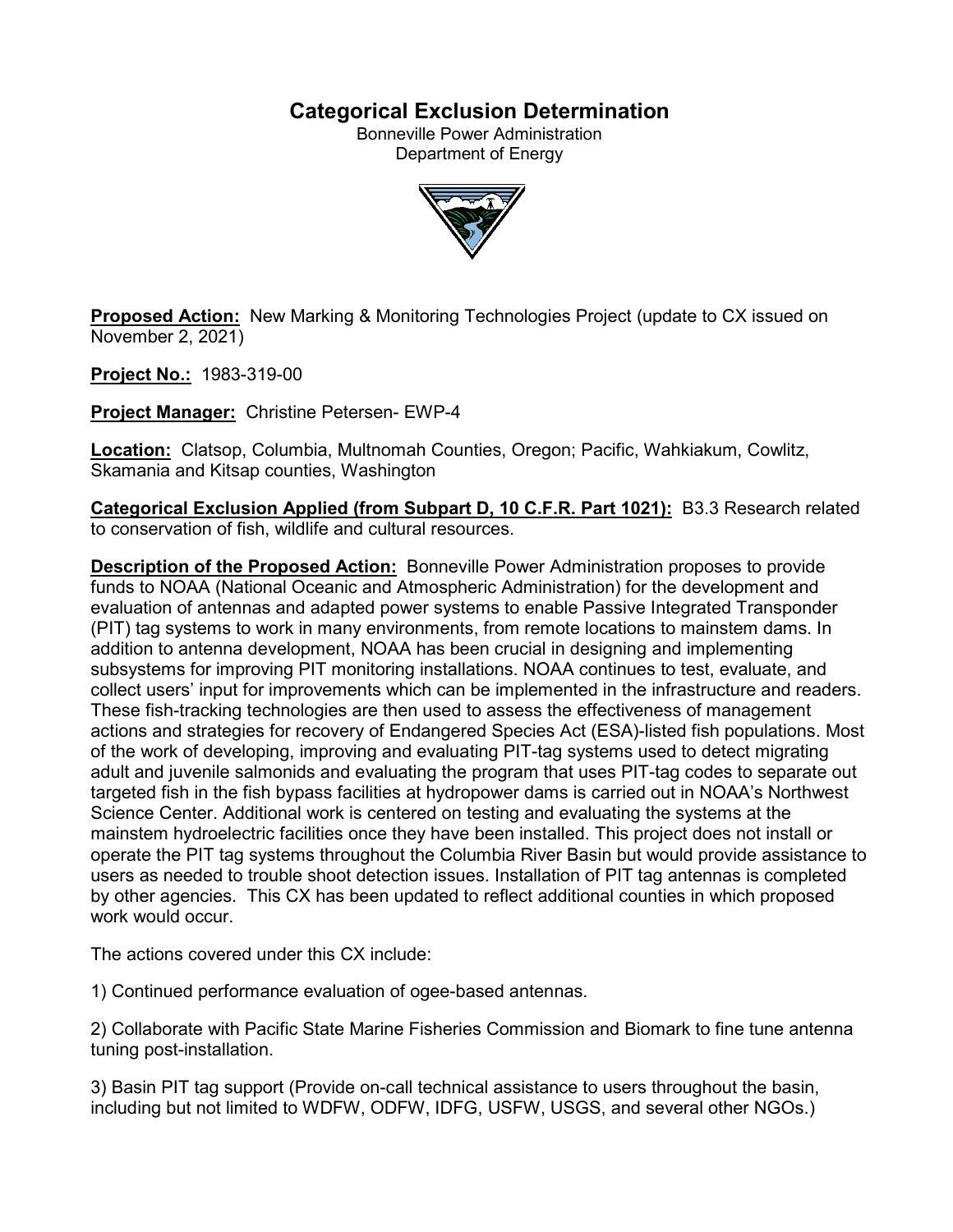# Categorical Exclusion Determination

Bonneville Power Administration
Department of Energy

**Proposed Action:** New Marking & Monitoring Technologies Project (update to CX issued on November 2, 2021)

**Project No.:** 1983-319-00

**Project Manager:** Christine Petersen- EWP-4

**Location:** Clatsop, Columbia, Multnomah Counties, Oregon; Pacific, Wahkiakum, Cowlitz, Skamania and Kitsap counties, Washington

**Categorical Exclusion Applied (from Subpart D, 10 C.F.R. Part 1021):** B3.3 Research related to conservation of fish, wildlife and cultural resources.

**Description of the Proposed Action:** Bonneville Power Administration proposes to provide funds to NOAA (National Oceanic and Atmospheric Administration) for the development and evaluation of antennas and adapted power systems to enable Passive Integrated Transponder (PIT) tag systems to work in many environments, from remote locations to mainstem dams. In addition to antenna development, NOAA has been crucial in designing and implementing subsystems for improving PIT monitoring installations. NOAA continues to test, evaluate, and collect users' input for improvements which can be implemented in the infrastructure and readers. These fish-tracking technologies are then used to assess the effectiveness of management actions and strategies for recovery of Endangered Species Act (ESA)-listed fish populations. Most of the work of developing, improving and evaluating PIT-tag systems used to detect migrating adult and juvenile salmonids and evaluating the program that uses PIT-tag codes to separate out targeted fish in the fish bypass facilities at hydropower dams is carried out in NOAA's Northwest Science Center. Additional work is centered on testing and evaluating the systems at the mainstem hydroelectric facilities once they have been installed. This project does not install or operate the PIT tag systems throughout the Columbia River Basin but would provide assistance to users as needed to trouble shoot detection issues. Installation of PIT tag antennas is completed by other agencies. This CX has been updated to reflect additional counties in which proposed work would occur.

The actions covered under this CX include:

1) Continued performance evaluation of ogee-based antennas.

2) Collaborate with Pacific State Marine Fisheries Commission and Biomark to fine tune antenna tuning post-installation.

3) Basin PIT tag support (Provide on-call technical assistance to users throughout the basin, including but not limited to WDFW, ODFW, IDFG, USFW, USGS, and several other NGOs.)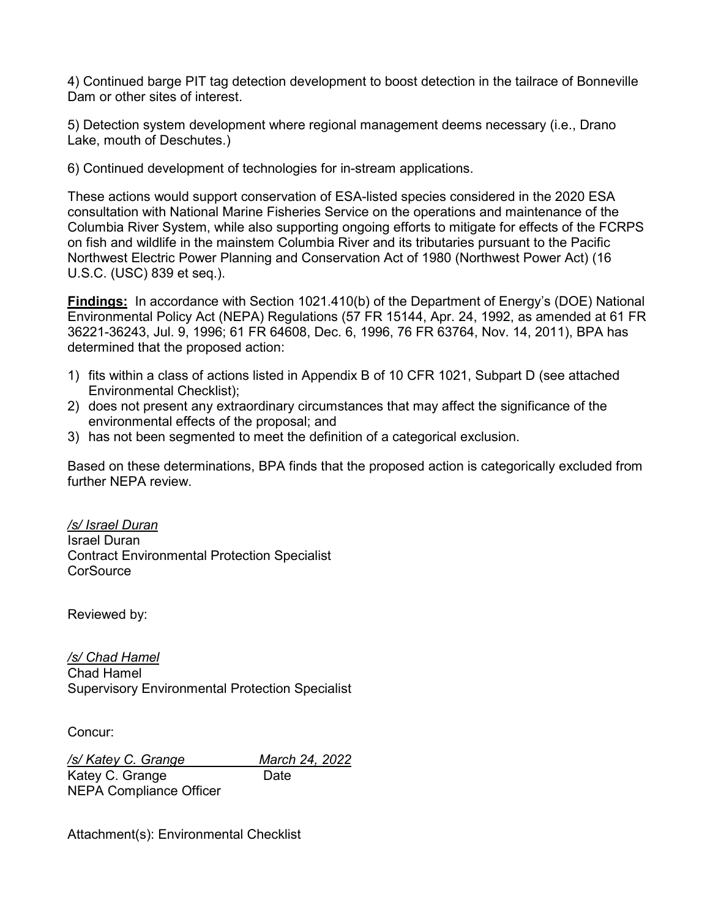4) Continued barge PIT tag detection development to boost detection in the tailrace of Bonneville Dam or other sites of interest.

5) Detection system development where regional management deems necessary (i.e., Drano Lake, mouth of Deschutes.)

6) Continued development of technologies for in-stream applications.

These actions would support conservation of ESA-listed species considered in the 2020 ESA consultation with National Marine Fisheries Service on the operations and maintenance of the Columbia River System, while also supporting ongoing efforts to mitigate for effects of the FCRPS on fish and wildlife in the mainstem Columbia River and its tributaries pursuant to the Pacific Northwest Electric Power Planning and Conservation Act of 1980 (Northwest Power Act) (16 U.S.C. (USC) 839 et seq.).

**Findings:** In accordance with Section 1021.410(b) of the Department of Energy's (DOE) National Environmental Policy Act (NEPA) Regulations (57 FR 15144, Apr. 24, 1992, as amended at 61 FR 36221-36243, Jul. 9, 1996; 61 FR 64608, Dec. 6, 1996, 76 FR 63764, Nov. 14, 2011), BPA has determined that the proposed action:

1) fits within a class of actions listed in Appendix B of 10 CFR 1021, Subpart D (see attached Environmental Checklist);
2) does not present any extraordinary circumstances that may affect the significance of the environmental effects of the proposal; and
3) has not been segmented to meet the definition of a categorical exclusion.

Based on these determinations, BPA finds that the proposed action is categorically excluded from further NEPA review.

*/s/ Israel Duran*
Israel Duran
Contract Environmental Protection Specialist
CorSource

Reviewed by:

*/s/ Chad Hamel*
Chad Hamel
Supervisory Environmental Protection Specialist

Concur:

*/s/ Katey C. Grange* *March 24, 2022*
Katey C. Grange Date
NEPA Compliance Officer

Attachment(s): Environmental Checklist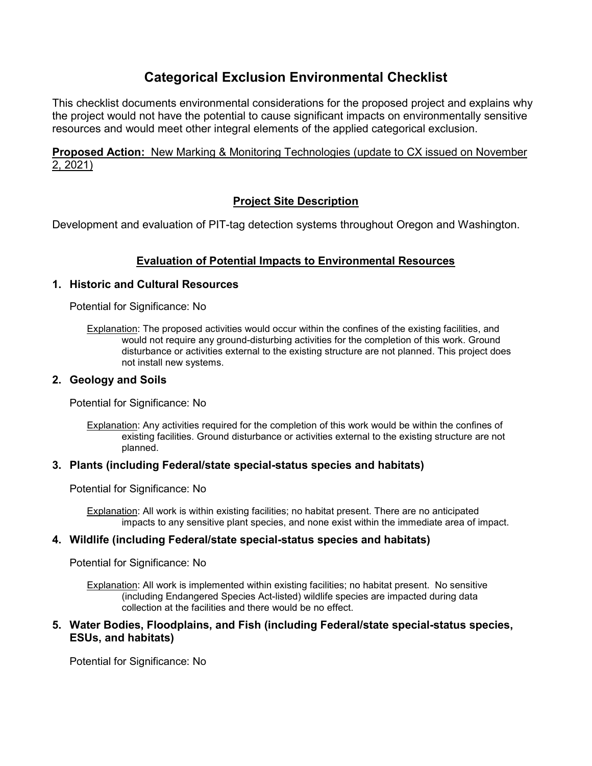# Categorical Exclusion Environmental Checklist

This checklist documents environmental considerations for the proposed project and explains why the project would not have the potential to cause significant impacts on environmentally sensitive resources and would meet other integral elements of the applied categorical exclusion.

**Proposed Action:** New Marking & Monitoring Technologies (update to CX issued on November 2, 2021)

## Project Site Description

Development and evaluation of PIT-tag detection systems throughout Oregon and Washington.

## Evaluation of Potential Impacts to Environmental Resources

### 1. Historic and Cultural Resources

Potential for Significance: No

Explanation: The proposed activities would occur within the confines of the existing facilities, and would not require any ground-disturbing activities for the completion of this work. Ground disturbance or activities external to the existing structure are not planned. This project does not install new systems.

### 2. Geology and Soils

Potential for Significance: No

Explanation: Any activities required for the completion of this work would be within the confines of existing facilities. Ground disturbance or activities external to the existing structure are not planned.

### 3. Plants (including Federal/state special-status species and habitats)

Potential for Significance: No

Explanation: All work is within existing facilities; no habitat present. There are no anticipated impacts to any sensitive plant species, and none exist within the immediate area of impact.

### 4. Wildlife (including Federal/state special-status species and habitats)

Potential for Significance: No

Explanation: All work is implemented within existing facilities; no habitat present. No sensitive (including Endangered Species Act-listed) wildlife species are impacted during data collection at the facilities and there would be no effect.

### 5. Water Bodies, Floodplains, and Fish (including Federal/state special-status species, ESUs, and habitats)

Potential for Significance: No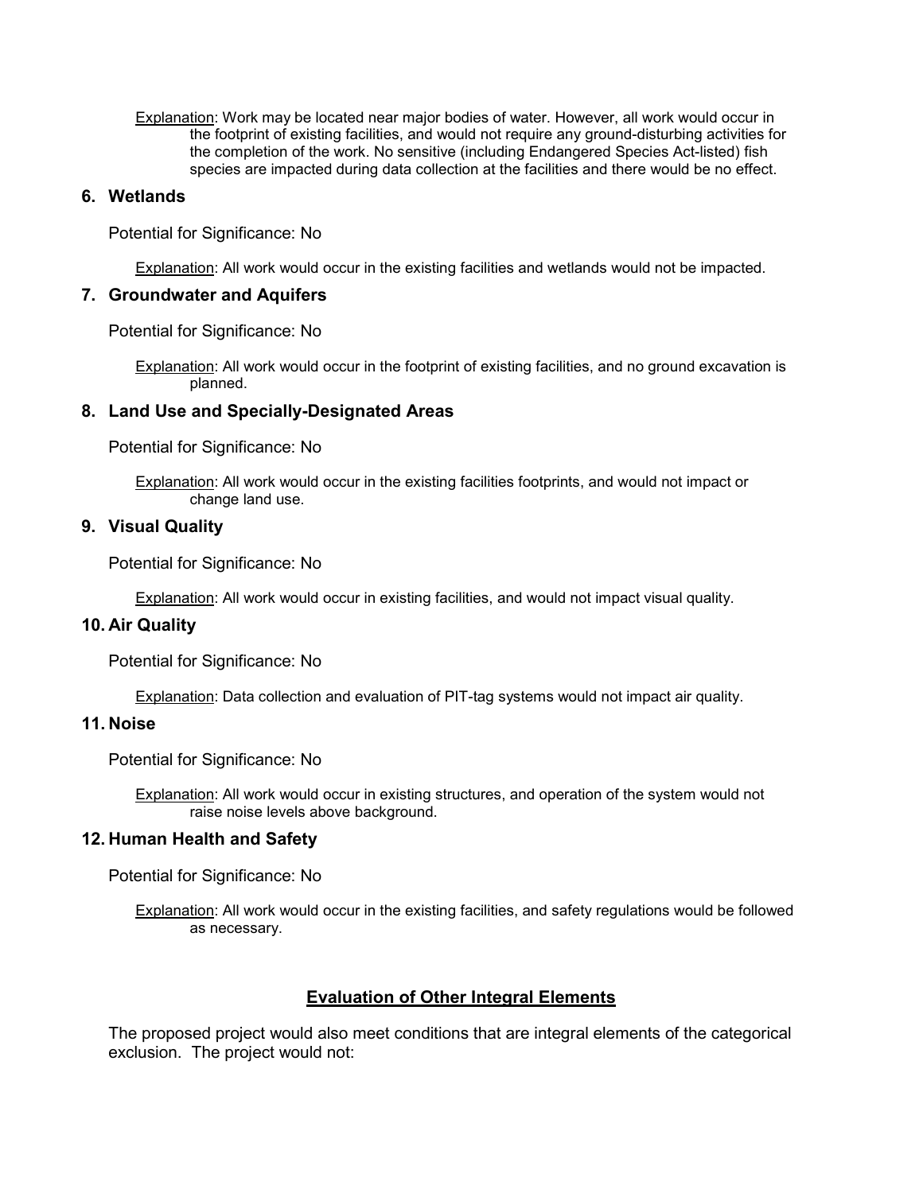Explanation: Work may be located near major bodies of water. However, all work would occur in the footprint of existing facilities, and would not require any ground-disturbing activities for the completion of the work. No sensitive (including Endangered Species Act-listed) fish species are impacted during data collection at the facilities and there would be no effect.

### 6. Wetlands

Potential for Significance: No

Explanation: All work would occur in the existing facilities and wetlands would not be impacted.

### 7. Groundwater and Aquifers

Potential for Significance: No

Explanation: All work would occur in the footprint of existing facilities, and no ground excavation is planned.

### 8. Land Use and Specially-Designated Areas

Potential for Significance: No

Explanation: All work would occur in the existing facilities footprints, and would not impact or change land use.

### 9. Visual Quality

Potential for Significance: No

Explanation: All work would occur in existing facilities, and would not impact visual quality.

### 10. Air Quality

Potential for Significance: No

Explanation: Data collection and evaluation of PIT-tag systems would not impact air quality.

### 11. Noise

Potential for Significance: No

Explanation: All work would occur in existing structures, and operation of the system would not raise noise levels above background.

### 12. Human Health and Safety

Potential for Significance: No

Explanation: All work would occur in the existing facilities, and safety regulations would be followed as necessary.

## Evaluation of Other Integral Elements

The proposed project would also meet conditions that are integral elements of the categorical exclusion. The project would not: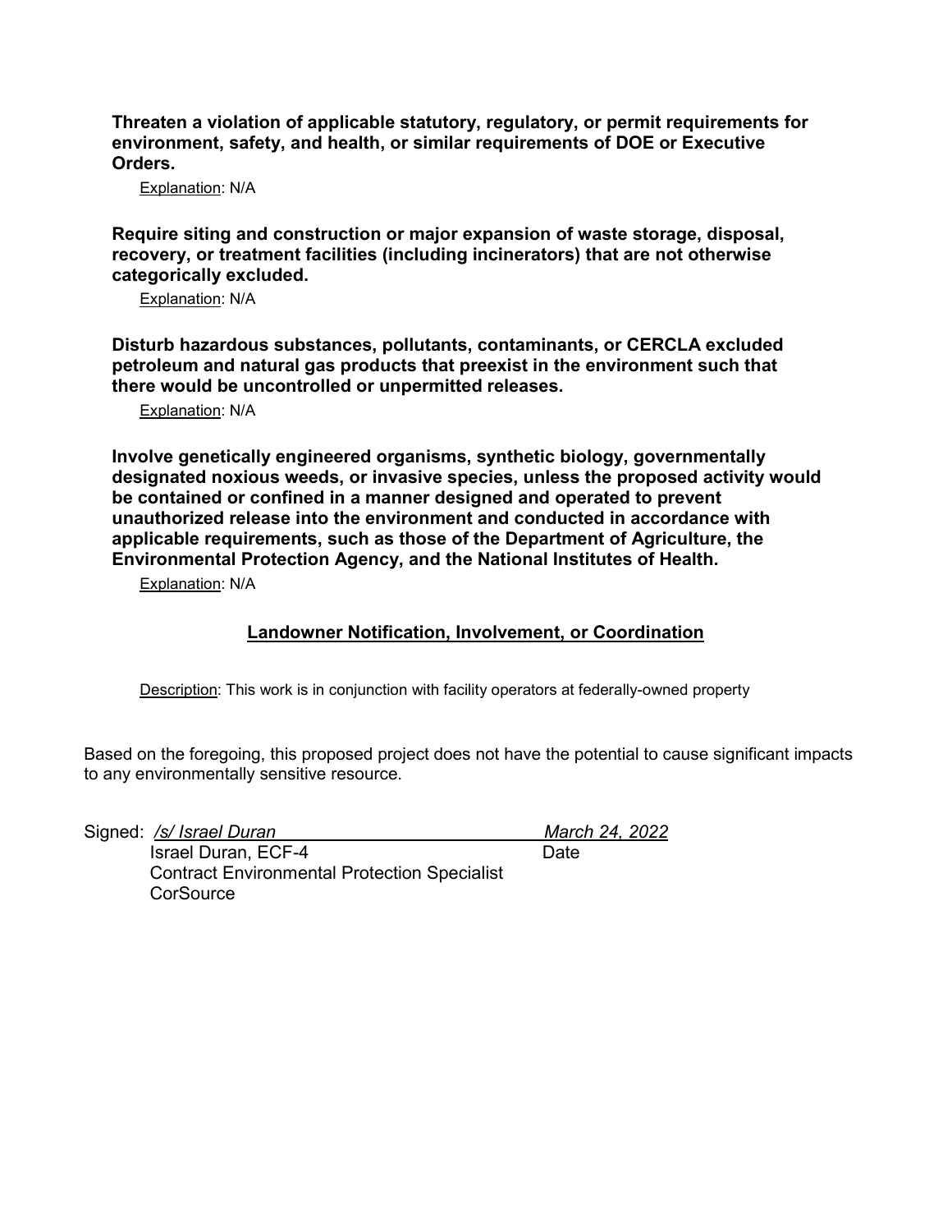**Threaten a violation of applicable statutory, regulatory, or permit requirements for environment, safety, and health, or similar requirements of DOE or Executive Orders.**

Explanation: N/A

**Require siting and construction or major expansion of waste storage, disposal, recovery, or treatment facilities (including incinerators) that are not otherwise categorically excluded.**

Explanation: N/A

**Disturb hazardous substances, pollutants, contaminants, or CERCLA excluded petroleum and natural gas products that preexist in the environment such that there would be uncontrolled or unpermitted releases.**

Explanation: N/A

**Involve genetically engineered organisms, synthetic biology, governmentally designated noxious weeds, or invasive species, unless the proposed activity would be contained or confined in a manner designed and operated to prevent unauthorized release into the environment and conducted in accordance with applicable requirements, such as those of the Department of Agriculture, the Environmental Protection Agency, and the National Institutes of Health.**

Explanation: N/A

## Landowner Notification, Involvement, or Coordination

Description: This work is in conjunction with facility operators at federally-owned property

Based on the foregoing, this proposed project does not have the potential to cause significant impacts to any environmentally sensitive resource.

Signed: */s/ Israel Duran* *March 24, 2022*

Israel Duran, ECF-4 Date

Contract Environmental Protection Specialist

CorSource